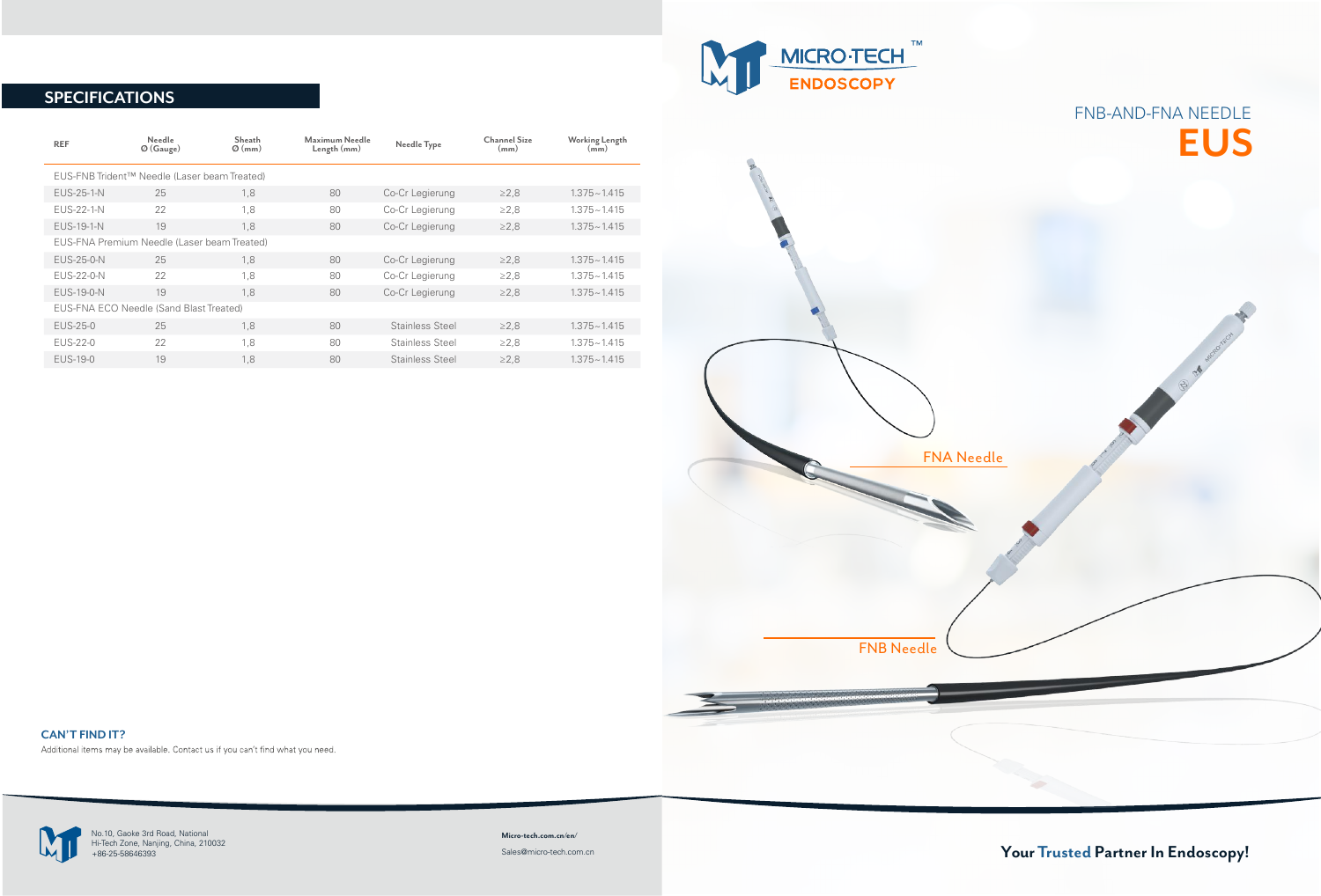## SPECIFICATIONS

| REF | Needle Ø (Gauge) | Sheath Ø (mm) | Maximum Needle Length (mm) | Needle Type | Channel Size (mm) | Working Length (mm) |
|---|---|---|---|---|---|---|
| EUS-FNB Trident™ Needle (Laser beam Treated) | | | | | | |
| EUS-25-1-N | 25 | 1,8 | 80 | Co-Cr Legierung | ≥2,8 | 1.375~1.415 |
| EUS-22-1-N | 22 | 1,8 | 80 | Co-Cr Legierung | ≥2,8 | 1.375~1.415 |
| EUS-19-1-N | 19 | 1,8 | 80 | Co-Cr Legierung | ≥2,8 | 1.375~1.415 |
| EUS-FNA Premium Needle (Laser beam Treated) | | | | | | |
| EUS-25-0-N | 25 | 1,8 | 80 | Co-Cr Legierung | ≥2,8 | 1.375~1.415 |
| EUS-22-0-N | 22 | 1,8 | 80 | Co-Cr Legierung | ≥2,8 | 1.375~1.415 |
| EUS-19-0-N | 19 | 1,8 | 80 | Co-Cr Legierung | ≥2,8 | 1.375~1.415 |
| EUS-FNA ECO Needle (Sand Blast Treated) | | | | | | |
| EUS-25-0 | 25 | 1,8 | 80 | Stainless Steel | ≥2,8 | 1.375~1.415 |
| EUS-22-0 | 22 | 1,8 | 80 | Stainless Steel | ≥2,8 | 1.375~1.415 |
| EUS-19-0 | 19 | 1,8 | 80 | Stainless Steel | ≥2,8 | 1.375~1.415 |

**CAN'T FIND IT?**

Additional items may be available. Contact us if you can't find what you need.

No.10, Gaoke 3rd Road, National Hi-Tech Zone, Nanjing, China, 210032
+86-25-58646393

**Micro-tech.com.cn/en/**

Sales@micro-tech.com.cn

MICRO·TECH™ ENDOSCOPY

FNB-AND-FNA NEEDLE

# EUS

FNA Needle

FNB Needle

**Your Trusted Partner In Endoscopy!**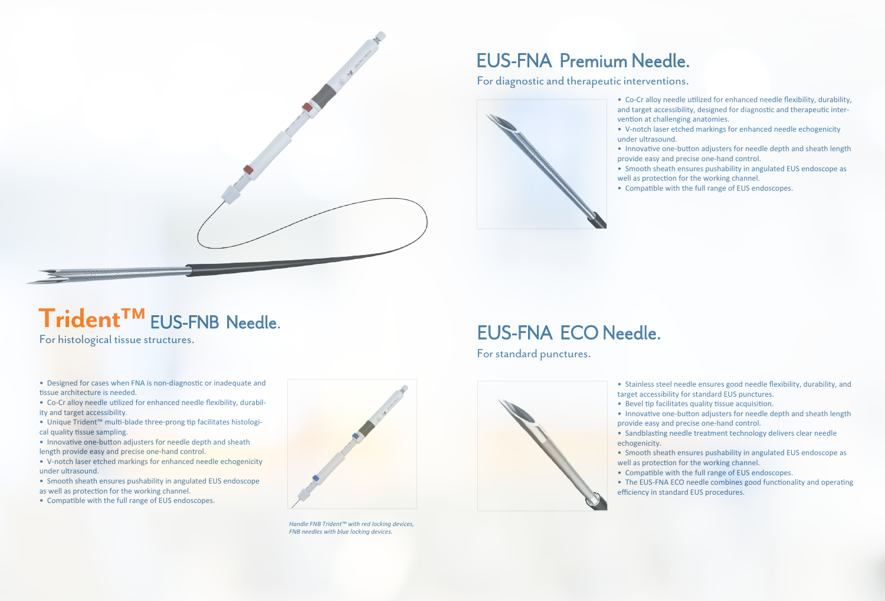# Trident™ EUS-FNB Needle.

For histological tissue structures.

- Designed for cases when FNA is non-diagnostic or inadequate and tissue architecture is needed.
- Co-Cr alloy needle utilized for enhanced needle flexibility, durability and target accessibility.
- Unique Trident™ multi-blade three-prong tip facilitates histological quality tissue sampling.
- Innovative one-button adjusters for needle depth and sheath length provide easy and precise one-hand control.
- V-notch laser etched markings for enhanced needle echogenicity under ultrasound.
- Smooth sheath ensures pushability in angulated EUS endoscope as well as protection for the working channel.
- Compatible with the full range of EUS endoscopes.

*Handle FNB Trident™ with red locking devices, FNB needles with blue locking devices.*

# EUS-FNA Premium Needle.

For diagnostic and therapeutic interventions.

- Co-Cr alloy needle utilized for enhanced needle flexibility, durability, and target accessibility, designed for diagnostic and therapeutic intervention at challenging anatomies.
- V-notch laser etched markings for enhanced needle echogenicity under ultrasound.
- Innovative one-button adjusters for needle depth and sheath length provide easy and precise one-hand control.
- Smooth sheath ensures pushability in angulated EUS endoscope as well as protection for the working channel.
- Compatible with the full range of EUS endoscopes.

# EUS-FNA ECO Needle.

For standard punctures.

- Stainless steel needle ensures good needle flexibility, durability, and target accessibility for standard EUS punctures.
- Bevel tip facilitates quality tissue acquisition.
- Innovative one-button adjusters for needle depth and sheath length provide easy and precise one-hand control.
- Sandblasting needle treatment technology delivers clear needle echogenicity.
- Smooth sheath ensures pushability in angulated EUS endoscope as well as protection for the working channel.
- Compatible with the full range of EUS endoscopes.
- The EUS-FNA ECO needle combines good functionality and operating efficiency in standard EUS procedures.